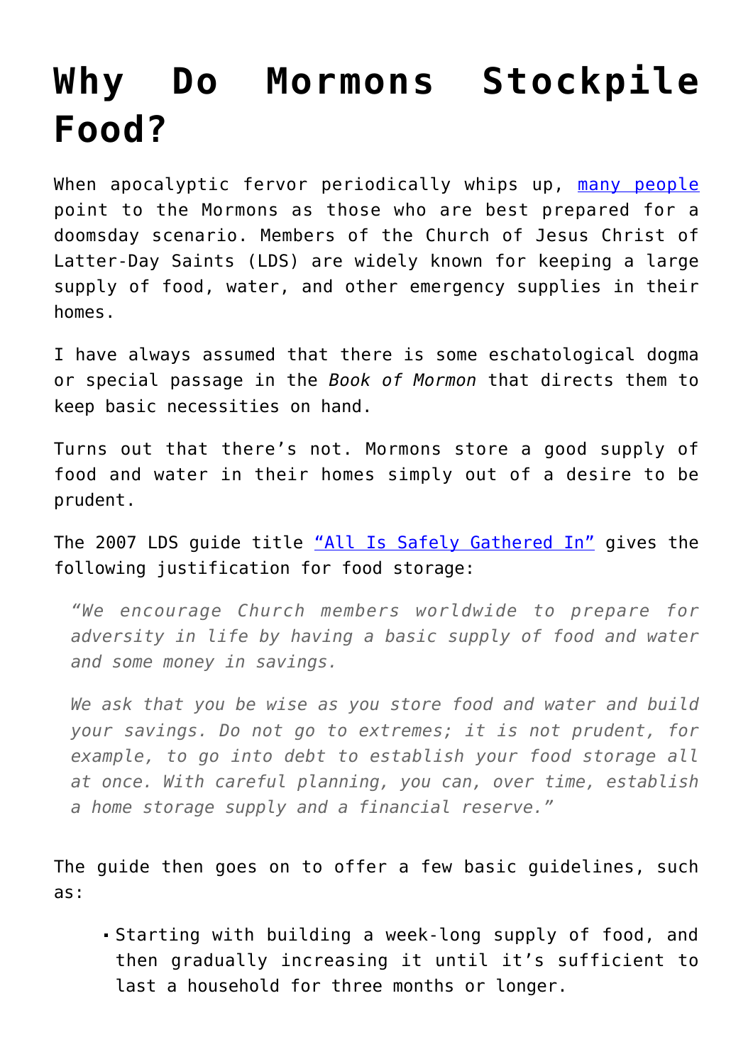# Why Do Mormons Stockpile Food?

When apocalyptic fervor periodically whips up, [many people](#) point to the Mormons as those who are best prepared for a doomsday scenario. Members of the Church of Jesus Christ of Latter-Day Saints (LDS) are widely known for keeping a large supply of food, water, and other emergency supplies in their homes.

I have always assumed that there is some eschatological dogma or special passage in the *Book of Mormon* that directs them to keep basic necessities on hand.

Turns out that there's not. Mormons store a good supply of food and water in their homes simply out of a desire to be prudent.

The 2007 LDS guide title ["All Is Safely Gathered In"](#) gives the following justification for food storage:

> *"We encourage Church members worldwide to prepare for adversity in life by having a basic supply of food and water and some money in savings.*
>
> *We ask that you be wise as you store food and water and build your savings. Do not go to extremes; it is not prudent, for example, to go into debt to establish your food storage all at once. With careful planning, you can, over time, establish a home storage supply and a financial reserve."*

The guide then goes on to offer a few basic guidelines, such as:

- Starting with building a week-long supply of food, and then gradually increasing it until it's sufficient to last a household for three months or longer.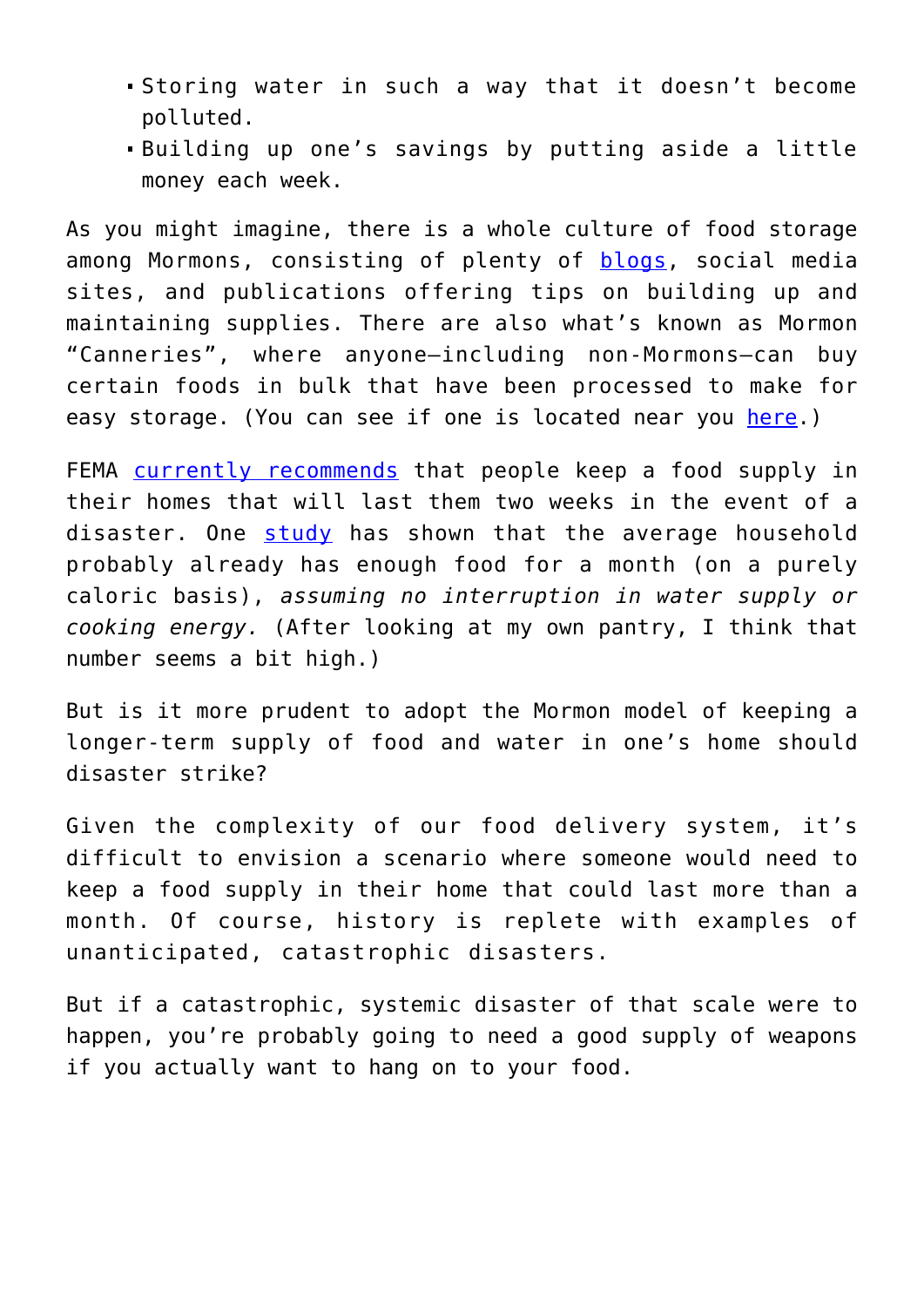- Storing water in such a way that it doesn't become polluted.
- Building up one's savings by putting aside a little money each week.

As you might imagine, there is a whole culture of food storage among Mormons, consisting of plenty of blogs, social media sites, and publications offering tips on building up and maintaining supplies. There are also what's known as Mormon "Canneries", where anyone—including non-Mormons—can buy certain foods in bulk that have been processed to make for easy storage. (You can see if one is located near you here.)

FEMA currently recommends that people keep a food supply in their homes that will last them two weeks in the event of a disaster. One study has shown that the average household probably already has enough food for a month (on a purely caloric basis), *assuming no interruption in water supply or cooking energy.* (After looking at my own pantry, I think that number seems a bit high.)

But is it more prudent to adopt the Mormon model of keeping a longer-term supply of food and water in one's home should disaster strike?

Given the complexity of our food delivery system, it's difficult to envision a scenario where someone would need to keep a food supply in their home that could last more than a month. Of course, history is replete with examples of unanticipated, catastrophic disasters.

But if a catastrophic, systemic disaster of that scale were to happen, you're probably going to need a good supply of weapons if you actually want to hang on to your food.